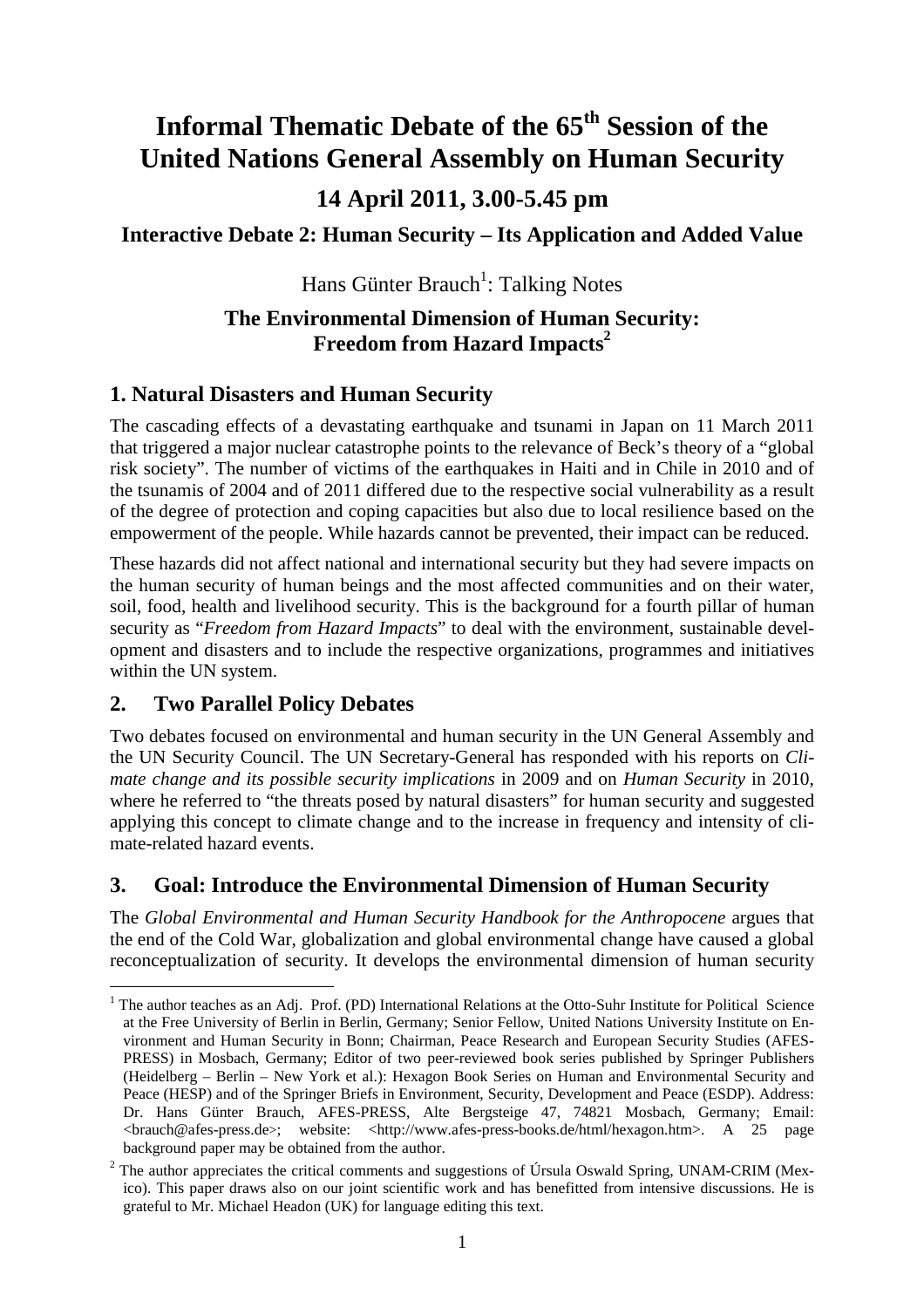# Informal Thematic Debate of the 65th Session of the United Nations General Assembly on Human Security

## 14 April 2011, 3.00-5.45 pm

### Interactive Debate 2: Human Security – Its Application and Added Value

Hans Günter Brauch[1]: Talking Notes

### The Environmental Dimension of Human Security: Freedom from Hazard Impacts[2]

## 1. Natural Disasters and Human Security

The cascading effects of a devastating earthquake and tsunami in Japan on 11 March 2011 that triggered a major nuclear catastrophe points to the relevance of Beck's theory of a "global risk society". The number of victims of the earthquakes in Haiti and in Chile in 2010 and of the tsunamis of 2004 and of 2011 differed due to the respective social vulnerability as a result of the degree of protection and coping capacities but also due to local resilience based on the empowerment of the people. While hazards cannot be prevented, their impact can be reduced.

These hazards did not affect national and international security but they had severe impacts on the human security of human beings and the most affected communities and on their water, soil, food, health and livelihood security. This is the background for a fourth pillar of human security as "*Freedom from Hazard Impacts*" to deal with the environment, sustainable development and disasters and to include the respective organizations, programmes and initiatives within the UN system.

## 2. Two Parallel Policy Debates

Two debates focused on environmental and human security in the UN General Assembly and the UN Security Council. The UN Secretary-General has responded with his reports on *Climate change and its possible security implications* in 2009 and on *Human Security* in 2010, where he referred to "the threats posed by natural disasters" for human security and suggested applying this concept to climate change and to the increase in frequency and intensity of climate-related hazard events.

## 3. Goal: Introduce the Environmental Dimension of Human Security

The *Global Environmental and Human Security Handbook for the Anthropocene* argues that the end of the Cold War, globalization and global environmental change have caused a global reconceptualization of security. It develops the environmental dimension of human security

---

[1] The author teaches as an Adj. Prof. (PD) International Relations at the Otto-Suhr Institute for Political Science at the Free University of Berlin in Berlin, Germany; Senior Fellow, United Nations University Institute on Environment and Human Security in Bonn; Chairman, Peace Research and European Security Studies (AFES-PRESS) in Mosbach, Germany; Editor of two peer-reviewed book series published by Springer Publishers (Heidelberg – Berlin – New York et al.): Hexagon Book Series on Human and Environmental Security and Peace (HESP) and of the Springer Briefs in Environment, Security, Development and Peace (ESDP). Address: Dr. Hans Günter Brauch, AFES-PRESS, Alte Bergsteige 47, 74821 Mosbach, Germany; Email: <brauch@afes-press.de>; website: <http://www.afes-press-books.de/html/hexagon.htm>. A 25 page background paper may be obtained from the author.

[2] The author appreciates the critical comments and suggestions of Úrsula Oswald Spring, UNAM-CRIM (Mexico). This paper draws also on our joint scientific work and has benefitted from intensive discussions. He is grateful to Mr. Michael Headon (UK) for language editing this text.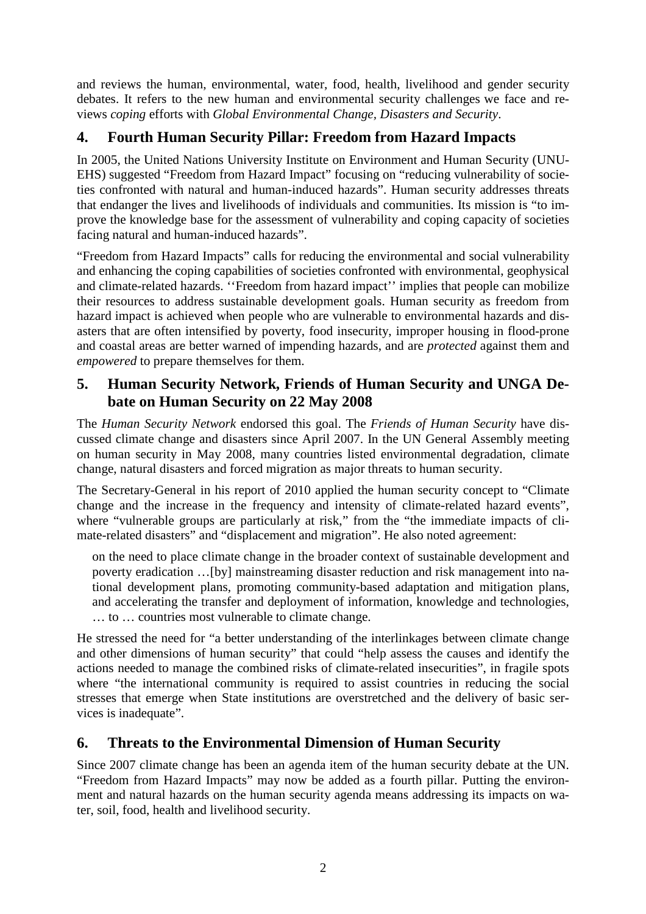and reviews the human, environmental, water, food, health, livelihood and gender security debates. It refers to the new human and environmental security challenges we face and reviews *coping* efforts with *Global Environmental Change, Disasters and Security*.

## 4. Fourth Human Security Pillar: Freedom from Hazard Impacts

In 2005, the United Nations University Institute on Environment and Human Security (UNU-EHS) suggested "Freedom from Hazard Impact" focusing on "reducing vulnerability of societies confronted with natural and human-induced hazards". Human security addresses threats that endanger the lives and livelihoods of individuals and communities. Its mission is "to improve the knowledge base for the assessment of vulnerability and coping capacity of societies facing natural and human-induced hazards".

"Freedom from Hazard Impacts" calls for reducing the environmental and social vulnerability and enhancing the coping capabilities of societies confronted with environmental, geophysical and climate-related hazards. ''Freedom from hazard impact'' implies that people can mobilize their resources to address sustainable development goals. Human security as freedom from hazard impact is achieved when people who are vulnerable to environmental hazards and disasters that are often intensified by poverty, food insecurity, improper housing in flood-prone and coastal areas are better warned of impending hazards, and are *protected* against them and *empowered* to prepare themselves for them.

## 5. Human Security Network, Friends of Human Security and UNGA Debate on Human Security on 22 May 2008

The *Human Security Network* endorsed this goal. The *Friends of Human Security* have discussed climate change and disasters since April 2007. In the UN General Assembly meeting on human security in May 2008, many countries listed environmental degradation, climate change, natural disasters and forced migration as major threats to human security.

The Secretary-General in his report of 2010 applied the human security concept to "Climate change and the increase in the frequency and intensity of climate-related hazard events", where "vulnerable groups are particularly at risk," from the "the immediate impacts of climate-related disasters" and "displacement and migration". He also noted agreement:

> on the need to place climate change in the broader context of sustainable development and poverty eradication …[by] mainstreaming disaster reduction and risk management into national development plans, promoting community-based adaptation and mitigation plans, and accelerating the transfer and deployment of information, knowledge and technologies, … to … countries most vulnerable to climate change.

He stressed the need for "a better understanding of the interlinkages between climate change and other dimensions of human security" that could "help assess the causes and identify the actions needed to manage the combined risks of climate-related insecurities", in fragile spots where "the international community is required to assist countries in reducing the social stresses that emerge when State institutions are overstretched and the delivery of basic services is inadequate".

## 6. Threats to the Environmental Dimension of Human Security

Since 2007 climate change has been an agenda item of the human security debate at the UN. "Freedom from Hazard Impacts" may now be added as a fourth pillar. Putting the environment and natural hazards on the human security agenda means addressing its impacts on water, soil, food, health and livelihood security.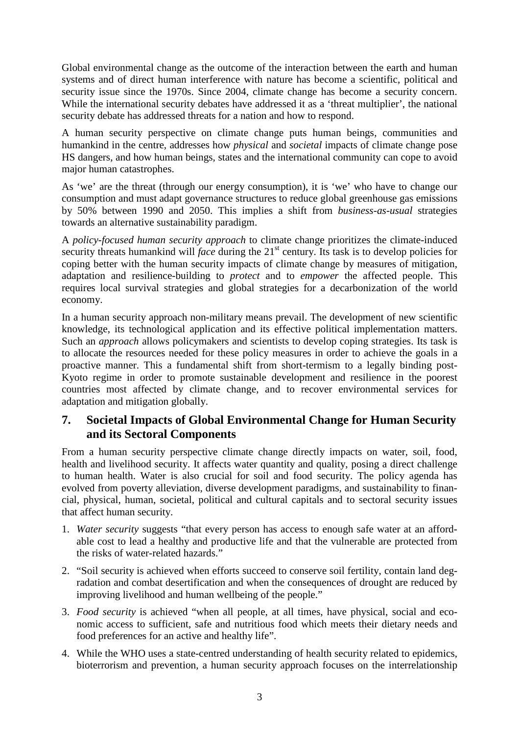Global environmental change as the outcome of the interaction between the earth and human systems and of direct human interference with nature has become a scientific, political and security issue since the 1970s. Since 2004, climate change has become a security concern. While the international security debates have addressed it as a 'threat multiplier', the national security debate has addressed threats for a nation and how to respond.

A human security perspective on climate change puts human beings, communities and humankind in the centre, addresses how *physical* and *societal* impacts of climate change pose HS dangers, and how human beings, states and the international community can cope to avoid major human catastrophes.

As 'we' are the threat (through our energy consumption), it is 'we' who have to change our consumption and must adapt governance structures to reduce global greenhouse gas emissions by 50% between 1990 and 2050. This implies a shift from *business-as-usual* strategies towards an alternative sustainability paradigm.

A *policy-focused human security approach* to climate change prioritizes the climate-induced security threats humankind will *face* during the 21st century. Its task is to develop policies for coping better with the human security impacts of climate change by measures of mitigation, adaptation and resilience-building to *protect* and to *empower* the affected people. This requires local survival strategies and global strategies for a decarbonization of the world economy.

In a human security approach non-military means prevail. The development of new scientific knowledge, its technological application and its effective political implementation matters. Such an *approach* allows policymakers and scientists to develop coping strategies. Its task is to allocate the resources needed for these policy measures in order to achieve the goals in a proactive manner. This a fundamental shift from short-termism to a legally binding post-Kyoto regime in order to promote sustainable development and resilience in the poorest countries most affected by climate change, and to recover environmental services for adaptation and mitigation globally.

## 7. Societal Impacts of Global Environmental Change for Human Security and its Sectoral Components

From a human security perspective climate change directly impacts on water, soil, food, health and livelihood security. It affects water quantity and quality, posing a direct challenge to human health. Water is also crucial for soil and food security. The policy agenda has evolved from poverty alleviation, diverse development paradigms, and sustainability to financial, physical, human, societal, political and cultural capitals and to sectoral security issues that affect human security.

1. *Water security* suggests "that every person has access to enough safe water at an affordable cost to lead a healthy and productive life and that the vulnerable are protected from the risks of water-related hazards."
2. "Soil security is achieved when efforts succeed to conserve soil fertility, contain land degradation and combat desertification and when the consequences of drought are reduced by improving livelihood and human wellbeing of the people."
3. *Food security* is achieved "when all people, at all times, have physical, social and economic access to sufficient, safe and nutritious food which meets their dietary needs and food preferences for an active and healthy life".
4. While the WHO uses a state-centred understanding of health security related to epidemics, bioterrorism and prevention, a human security approach focuses on the interrelationship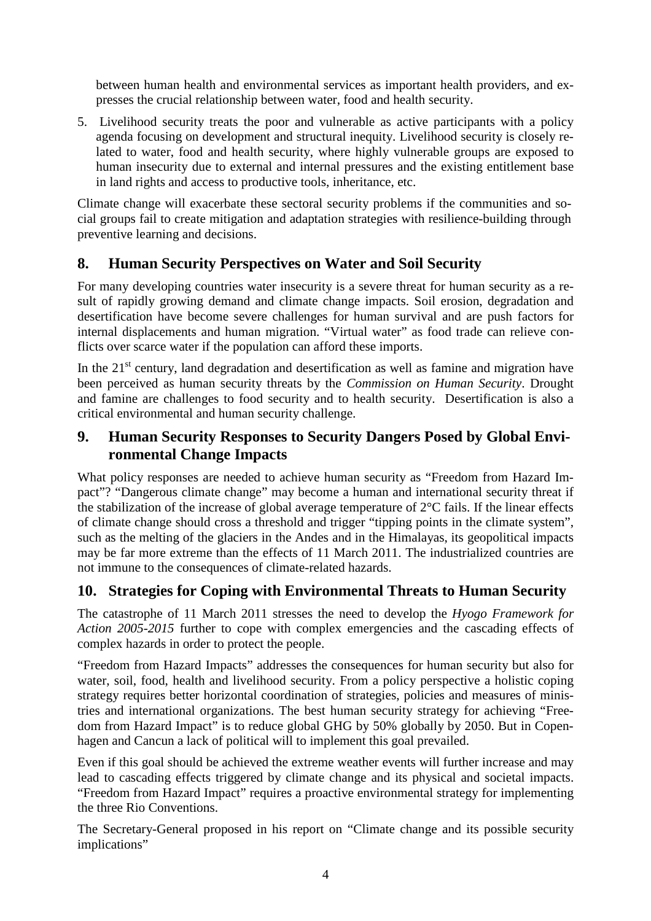between human health and environmental services as important health providers, and expresses the crucial relationship between water, food and health security.

5. Livelihood security treats the poor and vulnerable as active participants with a policy agenda focusing on development and structural inequity. Livelihood security is closely related to water, food and health security, where highly vulnerable groups are exposed to human insecurity due to external and internal pressures and the existing entitlement base in land rights and access to productive tools, inheritance, etc.

Climate change will exacerbate these sectoral security problems if the communities and social groups fail to create mitigation and adaptation strategies with resilience-building through preventive learning and decisions.

## 8. Human Security Perspectives on Water and Soil Security

For many developing countries water insecurity is a severe threat for human security as a result of rapidly growing demand and climate change impacts. Soil erosion, degradation and desertification have become severe challenges for human survival and are push factors for internal displacements and human migration. "Virtual water" as food trade can relieve conflicts over scarce water if the population can afford these imports.

In the 21st century, land degradation and desertification as well as famine and migration have been perceived as human security threats by the *Commission on Human Security*. Drought and famine are challenges to food security and to health security. Desertification is also a critical environmental and human security challenge.

## 9. Human Security Responses to Security Dangers Posed by Global Environmental Change Impacts

What policy responses are needed to achieve human security as "Freedom from Hazard Impact"? "Dangerous climate change" may become a human and international security threat if the stabilization of the increase of global average temperature of 2°C fails. If the linear effects of climate change should cross a threshold and trigger "tipping points in the climate system", such as the melting of the glaciers in the Andes and in the Himalayas, its geopolitical impacts may be far more extreme than the effects of 11 March 2011. The industrialized countries are not immune to the consequences of climate-related hazards.

## 10. Strategies for Coping with Environmental Threats to Human Security

The catastrophe of 11 March 2011 stresses the need to develop the *Hyogo Framework for Action 2005-2015* further to cope with complex emergencies and the cascading effects of complex hazards in order to protect the people.

"Freedom from Hazard Impacts" addresses the consequences for human security but also for water, soil, food, health and livelihood security. From a policy perspective a holistic coping strategy requires better horizontal coordination of strategies, policies and measures of ministries and international organizations. The best human security strategy for achieving "Freedom from Hazard Impact" is to reduce global GHG by 50% globally by 2050. But in Copenhagen and Cancun a lack of political will to implement this goal prevailed.

Even if this goal should be achieved the extreme weather events will further increase and may lead to cascading effects triggered by climate change and its physical and societal impacts. "Freedom from Hazard Impact" requires a proactive environmental strategy for implementing the three Rio Conventions.

The Secretary-General proposed in his report on "Climate change and its possible security implications"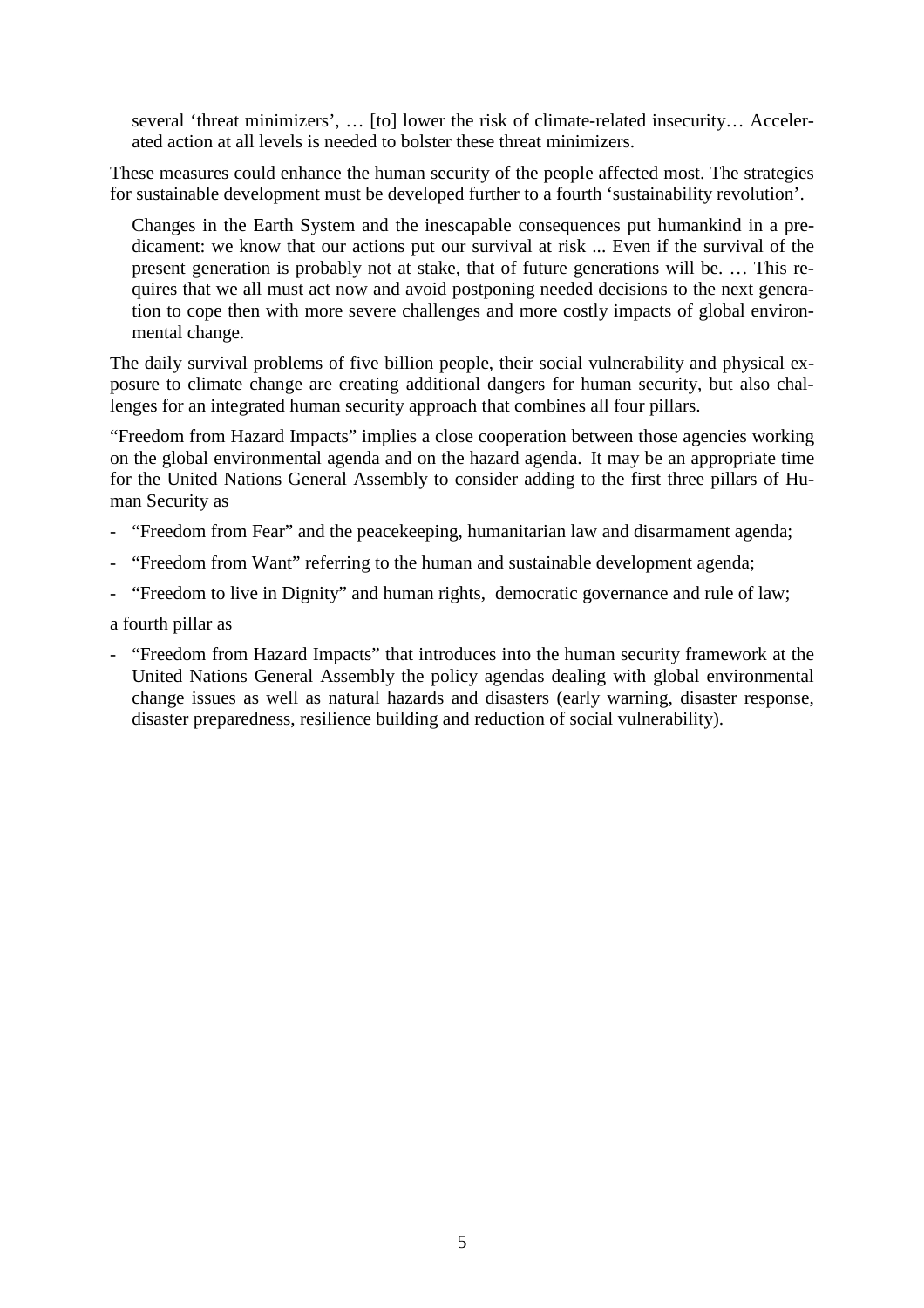> several 'threat minimizers', … [to] lower the risk of climate-related insecurity… Accelerated action at all levels is needed to bolster these threat minimizers.

These measures could enhance the human security of the people affected most. The strategies for sustainable development must be developed further to a fourth 'sustainability revolution'.

> Changes in the Earth System and the inescapable consequences put humankind in a predicament: we know that our actions put our survival at risk ... Even if the survival of the present generation is probably not at stake, that of future generations will be. … This requires that we all must act now and avoid postponing needed decisions to the next generation to cope then with more severe challenges and more costly impacts of global environmental change.

The daily survival problems of five billion people, their social vulnerability and physical exposure to climate change are creating additional dangers for human security, but also challenges for an integrated human security approach that combines all four pillars.

"Freedom from Hazard Impacts" implies a close cooperation between those agencies working on the global environmental agenda and on the hazard agenda. It may be an appropriate time for the United Nations General Assembly to consider adding to the first three pillars of Human Security as

- "Freedom from Fear" and the peacekeeping, humanitarian law and disarmament agenda;
- "Freedom from Want" referring to the human and sustainable development agenda;
- "Freedom to live in Dignity" and human rights, democratic governance and rule of law;

a fourth pillar as

- "Freedom from Hazard Impacts" that introduces into the human security framework at the United Nations General Assembly the policy agendas dealing with global environmental change issues as well as natural hazards and disasters (early warning, disaster response, disaster preparedness, resilience building and reduction of social vulnerability).